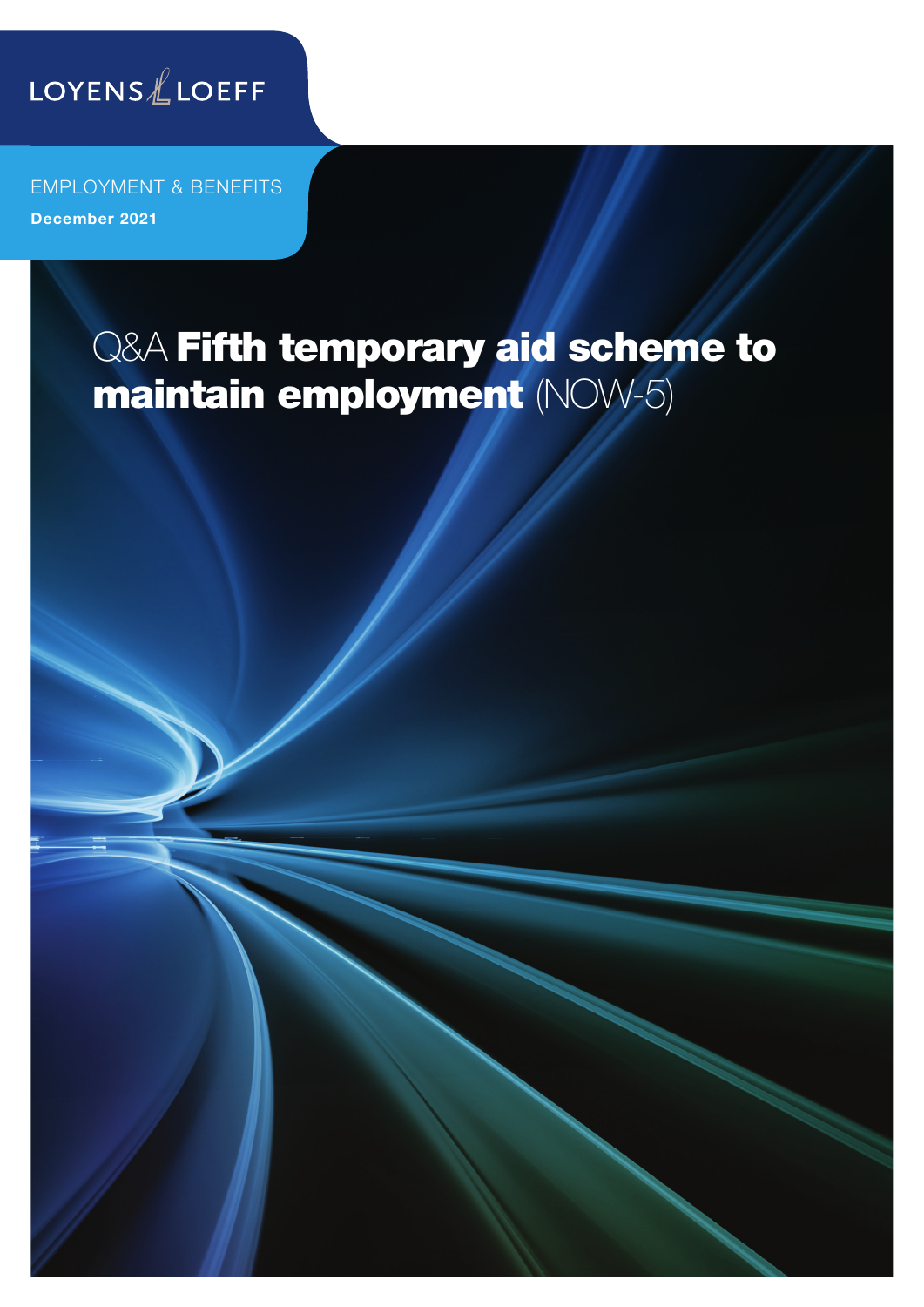LOYENS LOEFF

EMPLOYMENT & BENEFITS

**December 2021**

# Q&A **Fifth temporary aid scheme to maintain employment** (NOW-5)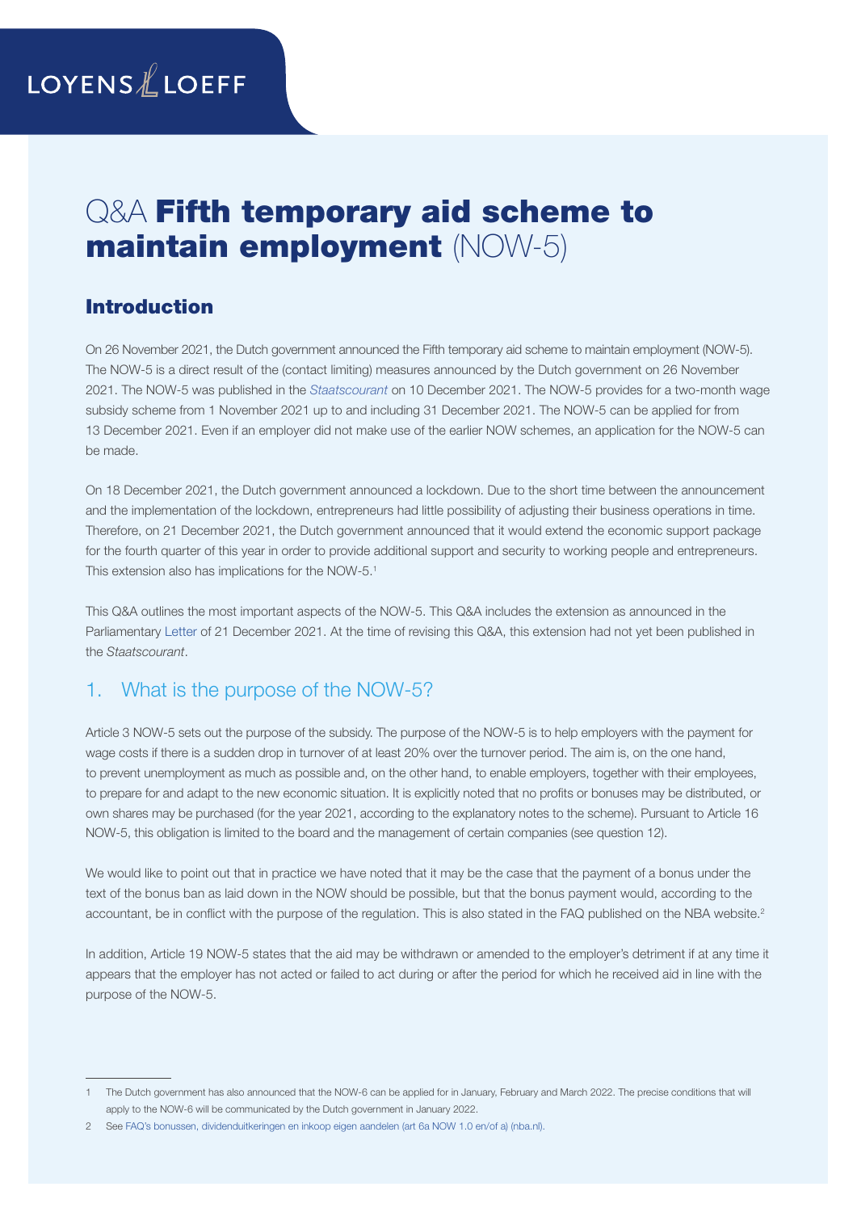LOYENS & LOEFF

# Q&A **Fifth temporary aid scheme to maintain employment** (NOW-5)

## Introduction

On 26 November 2021, the Dutch government announced the Fifth temporary aid scheme to maintain employment (NOW-5). The NOW-5 is a direct result of the (contact limiting) measures announced by the Dutch government on 26 November 2021. The NOW-5 was published in the *Staatscourant* on 10 December 2021. The NOW-5 provides for a two-month wage subsidy scheme from 1 November 2021 up to and including 31 December 2021. The NOW-5 can be applied for from 13 December 2021. Even if an employer did not make use of the earlier NOW schemes, an application for the NOW-5 can be made.

On 18 December 2021, the Dutch government announced a lockdown. Due to the short time between the announcement and the implementation of the lockdown, entrepreneurs had little possibility of adjusting their business operations in time. Therefore, on 21 December 2021, the Dutch government announced that it would extend the economic support package for the fourth quarter of this year in order to provide additional support and security to working people and entrepreneurs. This extension also has implications for the NOW-5.[1]

This Q&A outlines the most important aspects of the NOW-5. This Q&A includes the extension as announced in the Parliamentary Letter of 21 December 2021. At the time of revising this Q&A, this extension had not yet been published in the *Staatscourant*.

## 1. What is the purpose of the NOW-5?

Article 3 NOW-5 sets out the purpose of the subsidy. The purpose of the NOW-5 is to help employers with the payment for wage costs if there is a sudden drop in turnover of at least 20% over the turnover period. The aim is, on the one hand, to prevent unemployment as much as possible and, on the other hand, to enable employers, together with their employees, to prepare for and adapt to the new economic situation. It is explicitly noted that no profits or bonuses may be distributed, or own shares may be purchased (for the year 2021, according to the explanatory notes to the scheme). Pursuant to Article 16 NOW-5, this obligation is limited to the board and the management of certain companies (see question 12).

We would like to point out that in practice we have noted that it may be the case that the payment of a bonus under the text of the bonus ban as laid down in the NOW should be possible, but that the bonus payment would, according to the accountant, be in conflict with the purpose of the regulation. This is also stated in the FAQ published on the NBA website.[2]

In addition, Article 19 NOW-5 states that the aid may be withdrawn or amended to the employer's detriment if at any time it appears that the employer has not acted or failed to act during or after the period for which he received aid in line with the purpose of the NOW-5.

---

1 The Dutch government has also announced that the NOW-6 can be applied for in January, February and March 2022. The precise conditions that will apply to the NOW-6 will be communicated by the Dutch government in January 2022.

2 See FAQ's bonussen, dividenduitkeringen en inkoop eigen aandelen (art 6a NOW 1.0 en/of a) (nba.nl).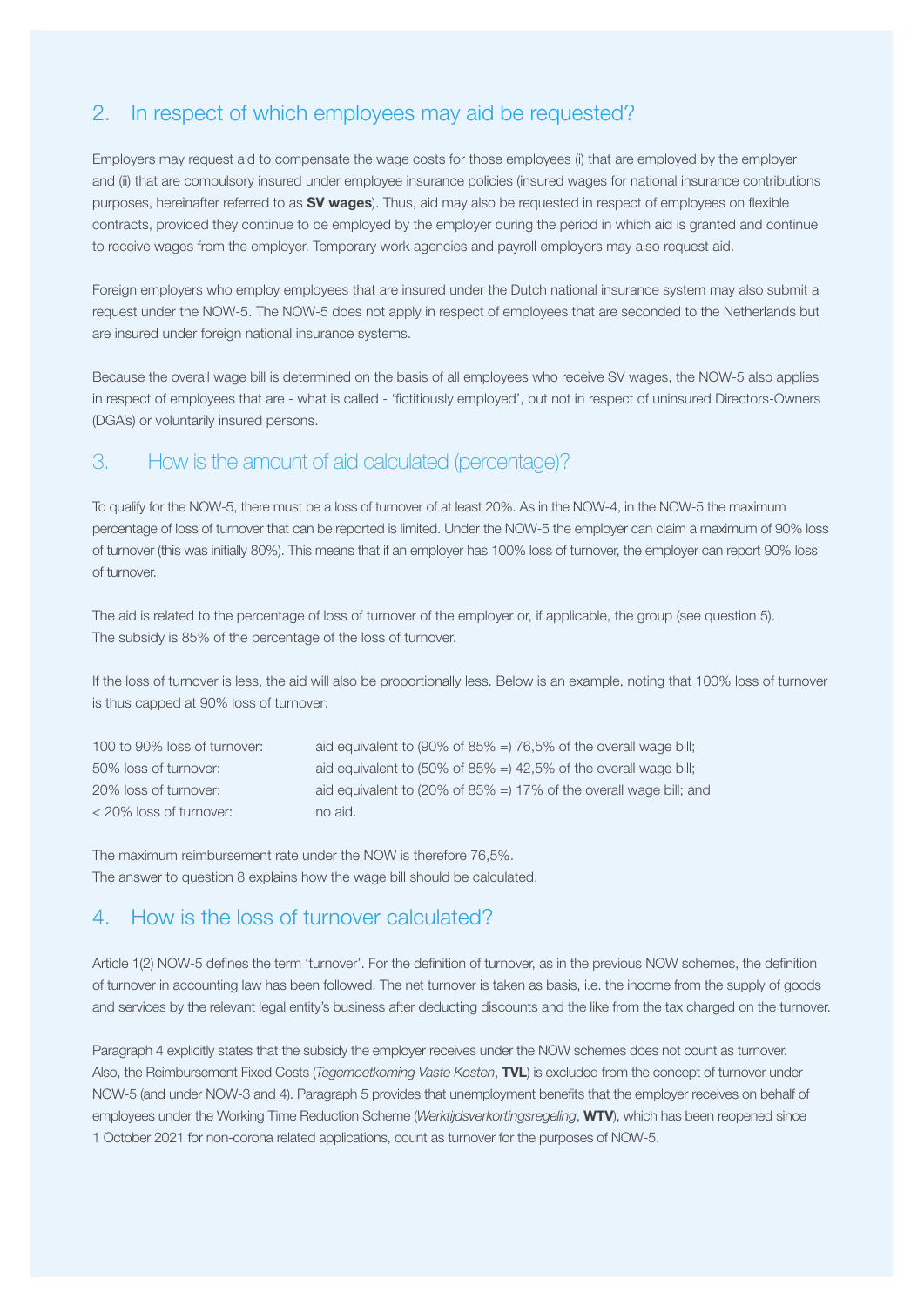## 2. In respect of which employees may aid be requested?

Employers may request aid to compensate the wage costs for those employees (i) that are employed by the employer and (ii) that are compulsory insured under employee insurance policies (insured wages for national insurance contributions purposes, hereinafter referred to as **SV wages**). Thus, aid may also be requested in respect of employees on flexible contracts, provided they continue to be employed by the employer during the period in which aid is granted and continue to receive wages from the employer. Temporary work agencies and payroll employers may also request aid.

Foreign employers who employ employees that are insured under the Dutch national insurance system may also submit a request under the NOW-5. The NOW-5 does not apply in respect of employees that are seconded to the Netherlands but are insured under foreign national insurance systems.

Because the overall wage bill is determined on the basis of all employees who receive SV wages, the NOW-5 also applies in respect of employees that are - what is called - 'fictitiously employed', but not in respect of uninsured Directors-Owners (DGA's) or voluntarily insured persons.

## 3. How is the amount of aid calculated (percentage)?

To qualify for the NOW-5, there must be a loss of turnover of at least 20%. As in the NOW-4, in the NOW-5 the maximum percentage of loss of turnover that can be reported is limited. Under the NOW-5 the employer can claim a maximum of 90% loss of turnover (this was initially 80%). This means that if an employer has 100% loss of turnover, the employer can report 90% loss of turnover.

The aid is related to the percentage of loss of turnover of the employer or, if applicable, the group (see question 5). The subsidy is 85% of the percentage of the loss of turnover.

If the loss of turnover is less, the aid will also be proportionally less. Below is an example, noting that 100% loss of turnover is thus capped at 90% loss of turnover:

| | |
|---|---|
| 100 to 90% loss of turnover: | aid equivalent to (90% of 85% =) 76,5% of the overall wage bill; |
| 50% loss of turnover: | aid equivalent to (50% of 85% =) 42,5% of the overall wage bill; |
| 20% loss of turnover: | aid equivalent to (20% of 85% =) 17% of the overall wage bill; and |
| < 20% loss of turnover: | no aid. |

The maximum reimbursement rate under the NOW is therefore 76,5%.
The answer to question 8 explains how the wage bill should be calculated.

## 4. How is the loss of turnover calculated?

Article 1(2) NOW-5 defines the term 'turnover'. For the definition of turnover, as in the previous NOW schemes, the definition of turnover in accounting law has been followed. The net turnover is taken as basis, i.e. the income from the supply of goods and services by the relevant legal entity's business after deducting discounts and the like from the tax charged on the turnover.

Paragraph 4 explicitly states that the subsidy the employer receives under the NOW schemes does not count as turnover. Also, the Reimbursement Fixed Costs (*Tegemoetkoming Vaste Kosten*, **TVL**) is excluded from the concept of turnover under NOW-5 (and under NOW-3 and 4). Paragraph 5 provides that unemployment benefits that the employer receives on behalf of employees under the Working Time Reduction Scheme (*Werktijdsverkortingsregeling*, **WTV**), which has been reopened since 1 October 2021 for non-corona related applications, count as turnover for the purposes of NOW-5.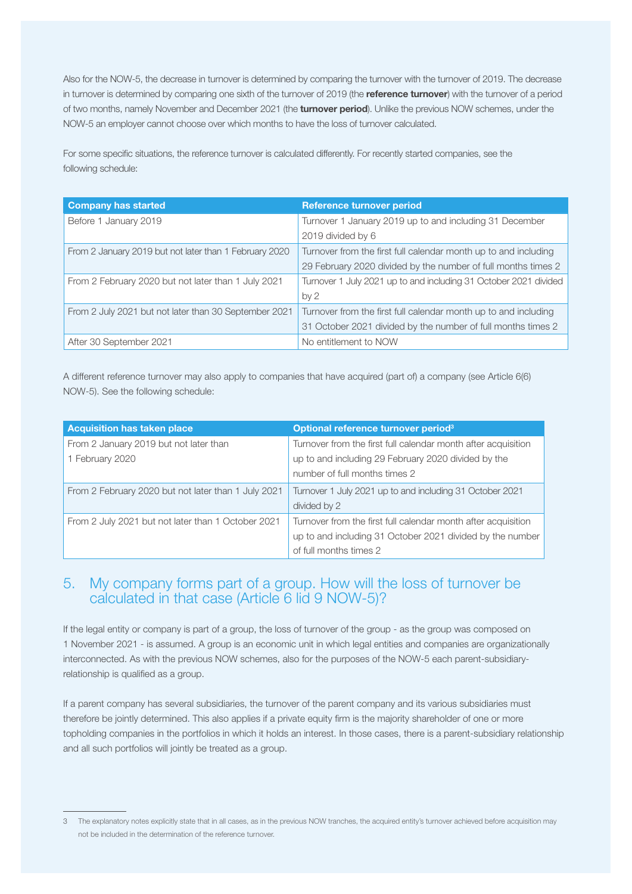Also for the NOW-5, the decrease in turnover is determined by comparing the turnover with the turnover of 2019. The decrease in turnover is determined by comparing one sixth of the turnover of 2019 (the **reference turnover**) with the turnover of a period of two months, namely November and December 2021 (the **turnover period**). Unlike the previous NOW schemes, under the NOW-5 an employer cannot choose over which months to have the loss of turnover calculated.

For some specific situations, the reference turnover is calculated differently. For recently started companies, see the following schedule:

| Company has started | Reference turnover period |
|---|---|
| Before 1 January 2019 | Turnover 1 January 2019 up to and including 31 December 2019 divided by 6 |
| From 2 January 2019 but not later than 1 February 2020 | Turnover from the first full calendar month up to and including 29 February 2020 divided by the number of full months times 2 |
| From 2 February 2020 but not later than 1 July 2021 | Turnover 1 July 2021 up to and including 31 October 2021 divided by 2 |
| From 2 July 2021 but not later than 30 September 2021 | Turnover from the first full calendar month up to and including 31 October 2021 divided by the number of full months times 2 |
| After 30 September 2021 | No entitlement to NOW |

A different reference turnover may also apply to companies that have acquired (part of) a company (see Article 6(6) NOW-5). See the following schedule:

| Acquisition has taken place | Optional reference turnover period[3] |
|---|---|
| From 2 January 2019 but not later than 1 February 2020 | Turnover from the first full calendar month after acquisition up to and including 29 February 2020 divided by the number of full months times 2 |
| From 2 February 2020 but not later than 1 July 2021 | Turnover 1 July 2021 up to and including 31 October 2021 divided by 2 |
| From 2 July 2021 but not later than 1 October 2021 | Turnover from the first full calendar month after acquisition up to and including 31 October 2021 divided by the number of full months times 2 |

## 5. My company forms part of a group. How will the loss of turnover be calculated in that case (Article 6 lid 9 NOW-5)?

If the legal entity or company is part of a group, the loss of turnover of the group - as the group was composed on 1 November 2021 - is assumed. A group is an economic unit in which legal entities and companies are organizationally interconnected. As with the previous NOW schemes, also for the purposes of the NOW-5 each parent-subsidiary-relationship is qualified as a group.

If a parent company has several subsidiaries, the turnover of the parent company and its various subsidiaries must therefore be jointly determined. This also applies if a private equity firm is the majority shareholder of one or more topholding companies in the portfolios in which it holds an interest. In those cases, there is a parent-subsidiary relationship and all such portfolios will jointly be treated as a group.

[3] The explanatory notes explicitly state that in all cases, as in the previous NOW tranches, the acquired entity's turnover achieved before acquisition may not be included in the determination of the reference turnover.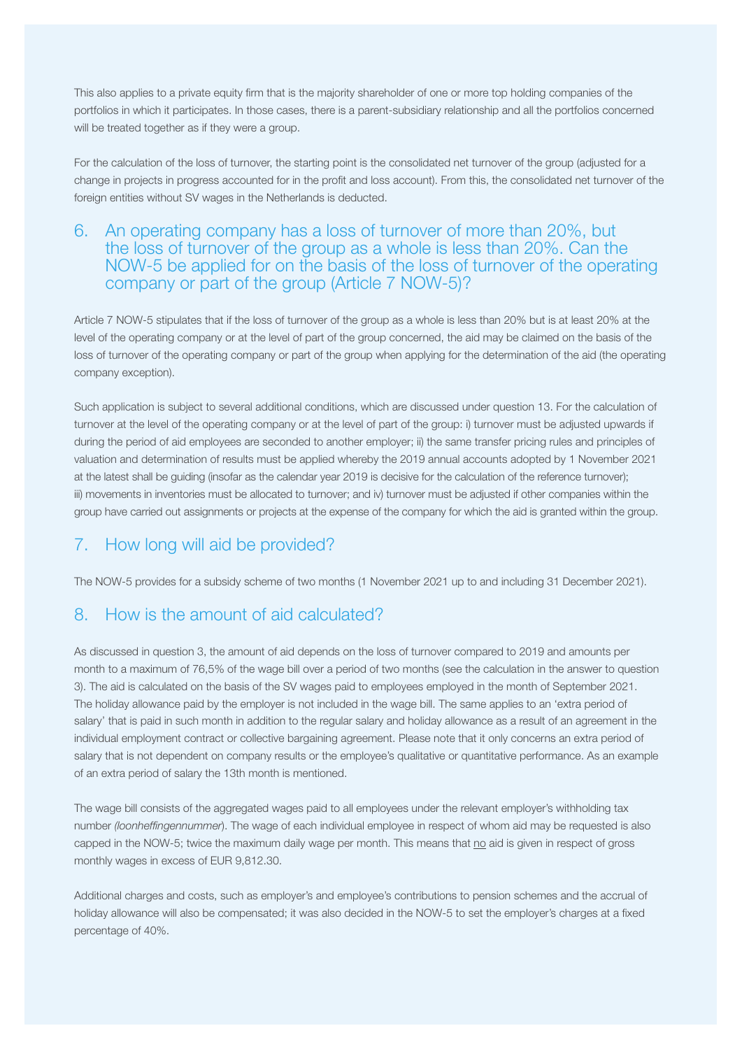This also applies to a private equity firm that is the majority shareholder of one or more top holding companies of the portfolios in which it participates. In those cases, there is a parent-subsidiary relationship and all the portfolios concerned will be treated together as if they were a group.

For the calculation of the loss of turnover, the starting point is the consolidated net turnover of the group (adjusted for a change in projects in progress accounted for in the profit and loss account). From this, the consolidated net turnover of the foreign entities without SV wages in the Netherlands is deducted.

## 6. An operating company has a loss of turnover of more than 20%, but the loss of turnover of the group as a whole is less than 20%. Can the NOW-5 be applied for on the basis of the loss of turnover of the operating company or part of the group (Article 7 NOW-5)?

Article 7 NOW-5 stipulates that if the loss of turnover of the group as a whole is less than 20% but is at least 20% at the level of the operating company or at the level of part of the group concerned, the aid may be claimed on the basis of the loss of turnover of the operating company or part of the group when applying for the determination of the aid (the operating company exception).

Such application is subject to several additional conditions, which are discussed under question 13. For the calculation of turnover at the level of the operating company or at the level of part of the group: i) turnover must be adjusted upwards if during the period of aid employees are seconded to another employer; ii) the same transfer pricing rules and principles of valuation and determination of results must be applied whereby the 2019 annual accounts adopted by 1 November 2021 at the latest shall be guiding (insofar as the calendar year 2019 is decisive for the calculation of the reference turnover); iii) movements in inventories must be allocated to turnover; and iv) turnover must be adjusted if other companies within the group have carried out assignments or projects at the expense of the company for which the aid is granted within the group.

## 7. How long will aid be provided?

The NOW-5 provides for a subsidy scheme of two months (1 November 2021 up to and including 31 December 2021).

## 8. How is the amount of aid calculated?

As discussed in question 3, the amount of aid depends on the loss of turnover compared to 2019 and amounts per month to a maximum of 76,5% of the wage bill over a period of two months (see the calculation in the answer to question 3). The aid is calculated on the basis of the SV wages paid to employees employed in the month of September 2021. The holiday allowance paid by the employer is not included in the wage bill. The same applies to an 'extra period of salary' that is paid in such month in addition to the regular salary and holiday allowance as a result of an agreement in the individual employment contract or collective bargaining agreement. Please note that it only concerns an extra period of salary that is not dependent on company results or the employee's qualitative or quantitative performance. As an example of an extra period of salary the 13th month is mentioned.

The wage bill consists of the aggregated wages paid to all employees under the relevant employer's withholding tax number *(loonheffingennummer*). The wage of each individual employee in respect of whom aid may be requested is also capped in the NOW-5; twice the maximum daily wage per month. This means that no aid is given in respect of gross monthly wages in excess of EUR 9,812.30.

Additional charges and costs, such as employer's and employee's contributions to pension schemes and the accrual of holiday allowance will also be compensated; it was also decided in the NOW-5 to set the employer's charges at a fixed percentage of 40%.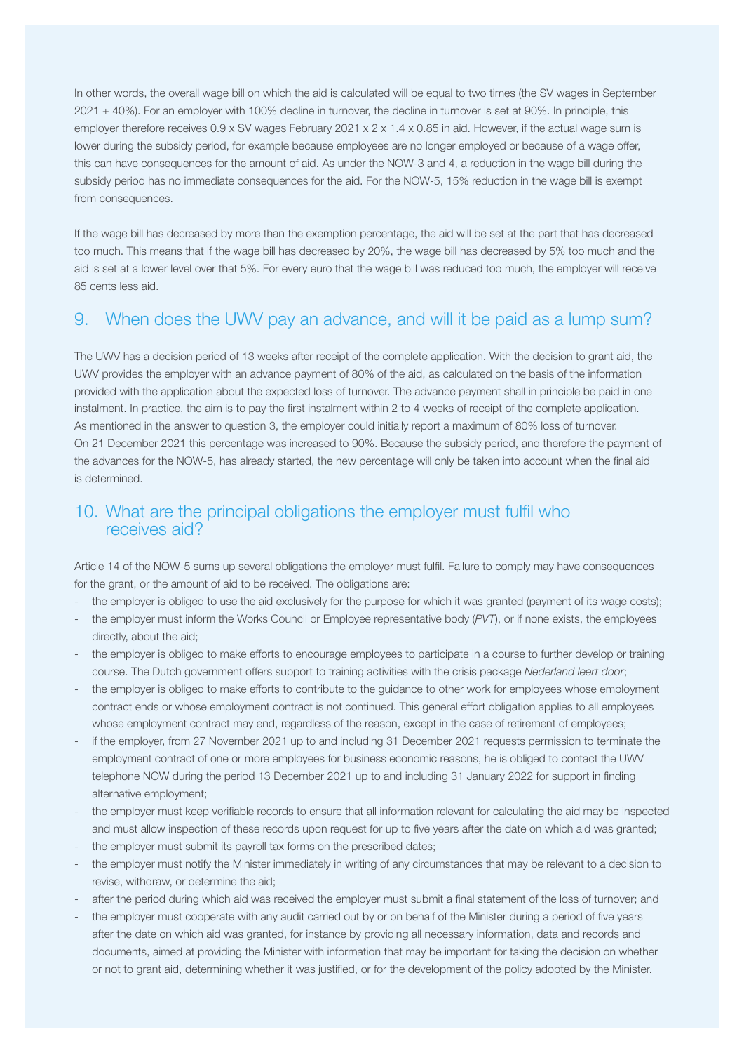In other words, the overall wage bill on which the aid is calculated will be equal to two times (the SV wages in September 2021 + 40%). For an employer with 100% decline in turnover, the decline in turnover is set at 90%. In principle, this employer therefore receives 0.9 x SV wages February 2021 x 2 x 1.4 x 0.85 in aid. However, if the actual wage sum is lower during the subsidy period, for example because employees are no longer employed or because of a wage offer, this can have consequences for the amount of aid. As under the NOW-3 and 4, a reduction in the wage bill during the subsidy period has no immediate consequences for the aid. For the NOW-5, 15% reduction in the wage bill is exempt from consequences.

If the wage bill has decreased by more than the exemption percentage, the aid will be set at the part that has decreased too much. This means that if the wage bill has decreased by 20%, the wage bill has decreased by 5% too much and the aid is set at a lower level over that 5%. For every euro that the wage bill was reduced too much, the employer will receive 85 cents less aid.

## 9. When does the UWV pay an advance, and will it be paid as a lump sum?

The UWV has a decision period of 13 weeks after receipt of the complete application. With the decision to grant aid, the UWV provides the employer with an advance payment of 80% of the aid, as calculated on the basis of the information provided with the application about the expected loss of turnover. The advance payment shall in principle be paid in one instalment. In practice, the aim is to pay the first instalment within 2 to 4 weeks of receipt of the complete application. As mentioned in the answer to question 3, the employer could initially report a maximum of 80% loss of turnover. On 21 December 2021 this percentage was increased to 90%. Because the subsidy period, and therefore the payment of the advances for the NOW-5, has already started, the new percentage will only be taken into account when the final aid is determined.

## 10. What are the principal obligations the employer must fulfil who receives aid?

Article 14 of the NOW-5 sums up several obligations the employer must fulfil. Failure to comply may have consequences for the grant, or the amount of aid to be received. The obligations are:

- the employer is obliged to use the aid exclusively for the purpose for which it was granted (payment of its wage costs);
- the employer must inform the Works Council or Employee representative body (*PVT*), or if none exists, the employees directly, about the aid;
- the employer is obliged to make efforts to encourage employees to participate in a course to further develop or training course. The Dutch government offers support to training activities with the crisis package *Nederland leert door*;
- the employer is obliged to make efforts to contribute to the guidance to other work for employees whose employment contract ends or whose employment contract is not continued. This general effort obligation applies to all employees whose employment contract may end, regardless of the reason, except in the case of retirement of employees;
- if the employer, from 27 November 2021 up to and including 31 December 2021 requests permission to terminate the employment contract of one or more employees for business economic reasons, he is obliged to contact the UWV telephone NOW during the period 13 December 2021 up to and including 31 January 2022 for support in finding alternative employment;
- the employer must keep verifiable records to ensure that all information relevant for calculating the aid may be inspected and must allow inspection of these records upon request for up to five years after the date on which aid was granted;
- the employer must submit its payroll tax forms on the prescribed dates;
- the employer must notify the Minister immediately in writing of any circumstances that may be relevant to a decision to revise, withdraw, or determine the aid;
- after the period during which aid was received the employer must submit a final statement of the loss of turnover; and
- the employer must cooperate with any audit carried out by or on behalf of the Minister during a period of five years after the date on which aid was granted, for instance by providing all necessary information, data and records and documents, aimed at providing the Minister with information that may be important for taking the decision on whether or not to grant aid, determining whether it was justified, or for the development of the policy adopted by the Minister.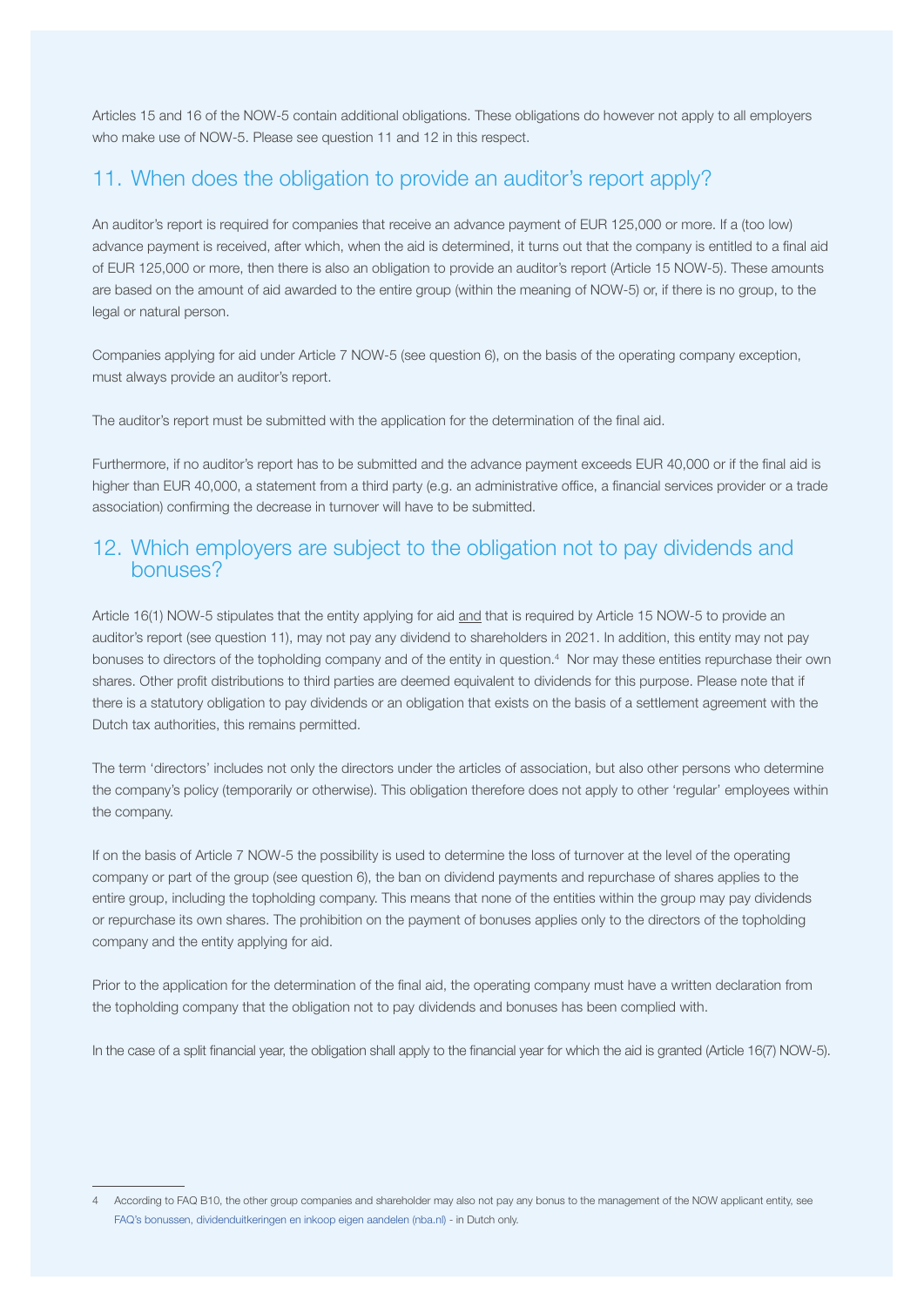Articles 15 and 16 of the NOW-5 contain additional obligations. These obligations do however not apply to all employers who make use of NOW-5. Please see question 11 and 12 in this respect.

## 11. When does the obligation to provide an auditor's report apply?

An auditor's report is required for companies that receive an advance payment of EUR 125,000 or more. If a (too low) advance payment is received, after which, when the aid is determined, it turns out that the company is entitled to a final aid of EUR 125,000 or more, then there is also an obligation to provide an auditor's report (Article 15 NOW-5). These amounts are based on the amount of aid awarded to the entire group (within the meaning of NOW-5) or, if there is no group, to the legal or natural person.

Companies applying for aid under Article 7 NOW-5 (see question 6), on the basis of the operating company exception, must always provide an auditor's report.

The auditor's report must be submitted with the application for the determination of the final aid.

Furthermore, if no auditor's report has to be submitted and the advance payment exceeds EUR 40,000 or if the final aid is higher than EUR 40,000, a statement from a third party (e.g. an administrative office, a financial services provider or a trade association) confirming the decrease in turnover will have to be submitted.

## 12. Which employers are subject to the obligation not to pay dividends and bonuses?

Article 16(1) NOW-5 stipulates that the entity applying for aid and that is required by Article 15 NOW-5 to provide an auditor's report (see question 11), may not pay any dividend to shareholders in 2021. In addition, this entity may not pay bonuses to directors of the topholding company and of the entity in question.[4] Nor may these entities repurchase their own shares. Other profit distributions to third parties are deemed equivalent to dividends for this purpose. Please note that if there is a statutory obligation to pay dividends or an obligation that exists on the basis of a settlement agreement with the Dutch tax authorities, this remains permitted.

The term 'directors' includes not only the directors under the articles of association, but also other persons who determine the company's policy (temporarily or otherwise). This obligation therefore does not apply to other 'regular' employees within the company.

If on the basis of Article 7 NOW-5 the possibility is used to determine the loss of turnover at the level of the operating company or part of the group (see question 6), the ban on dividend payments and repurchase of shares applies to the entire group, including the topholding company. This means that none of the entities within the group may pay dividends or repurchase its own shares. The prohibition on the payment of bonuses applies only to the directors of the topholding company and the entity applying for aid.

Prior to the application for the determination of the final aid, the operating company must have a written declaration from the topholding company that the obligation not to pay dividends and bonuses has been complied with.

In the case of a split financial year, the obligation shall apply to the financial year for which the aid is granted (Article 16(7) NOW-5).

---

[4] According to FAQ B10, the other group companies and shareholder may also not pay any bonus to the management of the NOW applicant entity, see FAQ's bonussen, dividenduitkeringen en inkoop eigen aandelen (nba.nl) - in Dutch only.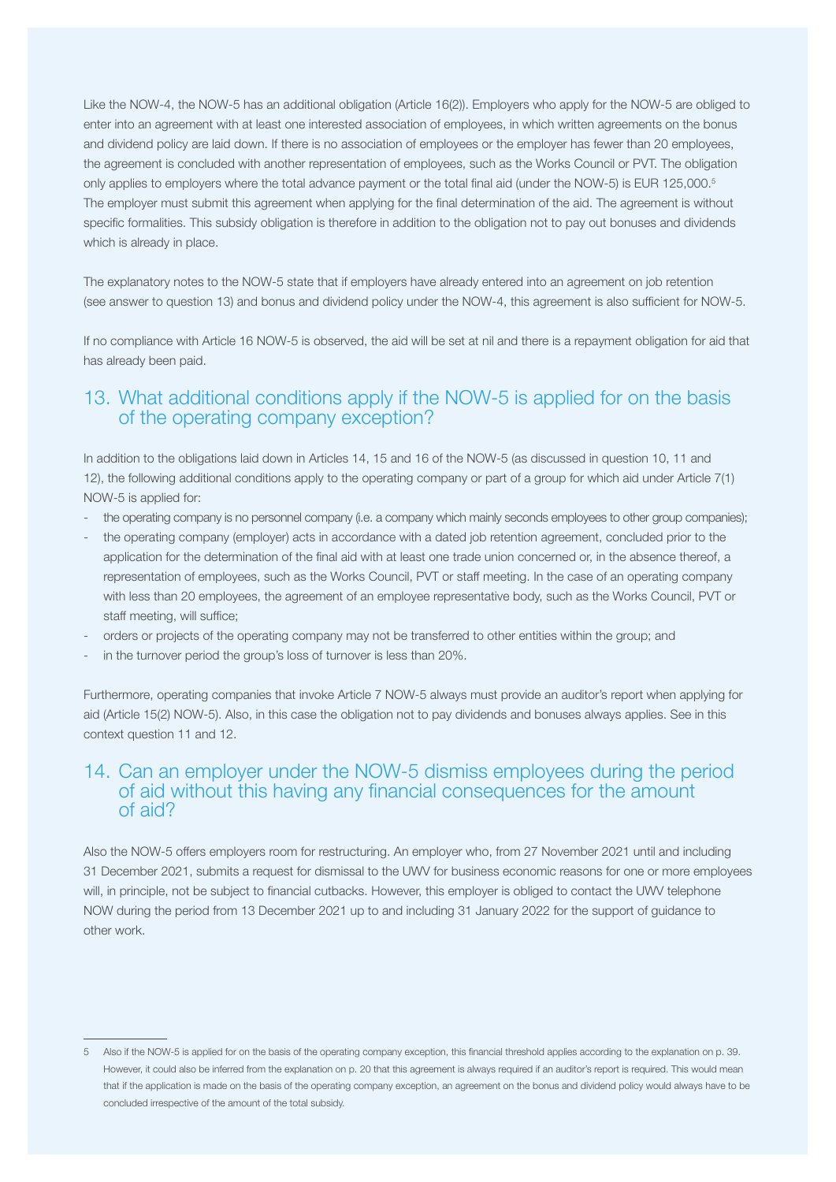Like the NOW-4, the NOW-5 has an additional obligation (Article 16(2)). Employers who apply for the NOW-5 are obliged to enter into an agreement with at least one interested association of employees, in which written agreements on the bonus and dividend policy are laid down. If there is no association of employees or the employer has fewer than 20 employees, the agreement is concluded with another representation of employees, such as the Works Council or PVT. The obligation only applies to employers where the total advance payment or the total final aid (under the NOW-5) is EUR 125,000.[5] The employer must submit this agreement when applying for the final determination of the aid. The agreement is without specific formalities. This subsidy obligation is therefore in addition to the obligation not to pay out bonuses and dividends which is already in place.

The explanatory notes to the NOW-5 state that if employers have already entered into an agreement on job retention (see answer to question 13) and bonus and dividend policy under the NOW-4, this agreement is also sufficient for NOW-5.

If no compliance with Article 16 NOW-5 is observed, the aid will be set at nil and there is a repayment obligation for aid that has already been paid.

## 13. What additional conditions apply if the NOW-5 is applied for on the basis of the operating company exception?

In addition to the obligations laid down in Articles 14, 15 and 16 of the NOW-5 (as discussed in question 10, 11 and 12), the following additional conditions apply to the operating company or part of a group for which aid under Article 7(1) NOW-5 is applied for:

- the operating company is no personnel company (i.e. a company which mainly seconds employees to other group companies);
- the operating company (employer) acts in accordance with a dated job retention agreement, concluded prior to the application for the determination of the final aid with at least one trade union concerned or, in the absence thereof, a representation of employees, such as the Works Council, PVT or staff meeting. In the case of an operating company with less than 20 employees, the agreement of an employee representative body, such as the Works Council, PVT or staff meeting, will suffice;
- orders or projects of the operating company may not be transferred to other entities within the group; and
- in the turnover period the group's loss of turnover is less than 20%.

Furthermore, operating companies that invoke Article 7 NOW-5 always must provide an auditor's report when applying for aid (Article 15(2) NOW-5). Also, in this case the obligation not to pay dividends and bonuses always applies. See in this context question 11 and 12.

## 14. Can an employer under the NOW-5 dismiss employees during the period of aid without this having any financial consequences for the amount of aid?

Also the NOW-5 offers employers room for restructuring. An employer who, from 27 November 2021 until and including 31 December 2021, submits a request for dismissal to the UWV for business economic reasons for one or more employees will, in principle, not be subject to financial cutbacks. However, this employer is obliged to contact the UWV telephone NOW during the period from 13 December 2021 up to and including 31 January 2022 for the support of guidance to other work.

---

5 Also if the NOW-5 is applied for on the basis of the operating company exception, this financial threshold applies according to the explanation on p. 39. However, it could also be inferred from the explanation on p. 20 that this agreement is always required if an auditor's report is required. This would mean that if the application is made on the basis of the operating company exception, an agreement on the bonus and dividend policy would always have to be concluded irrespective of the amount of the total subsidy.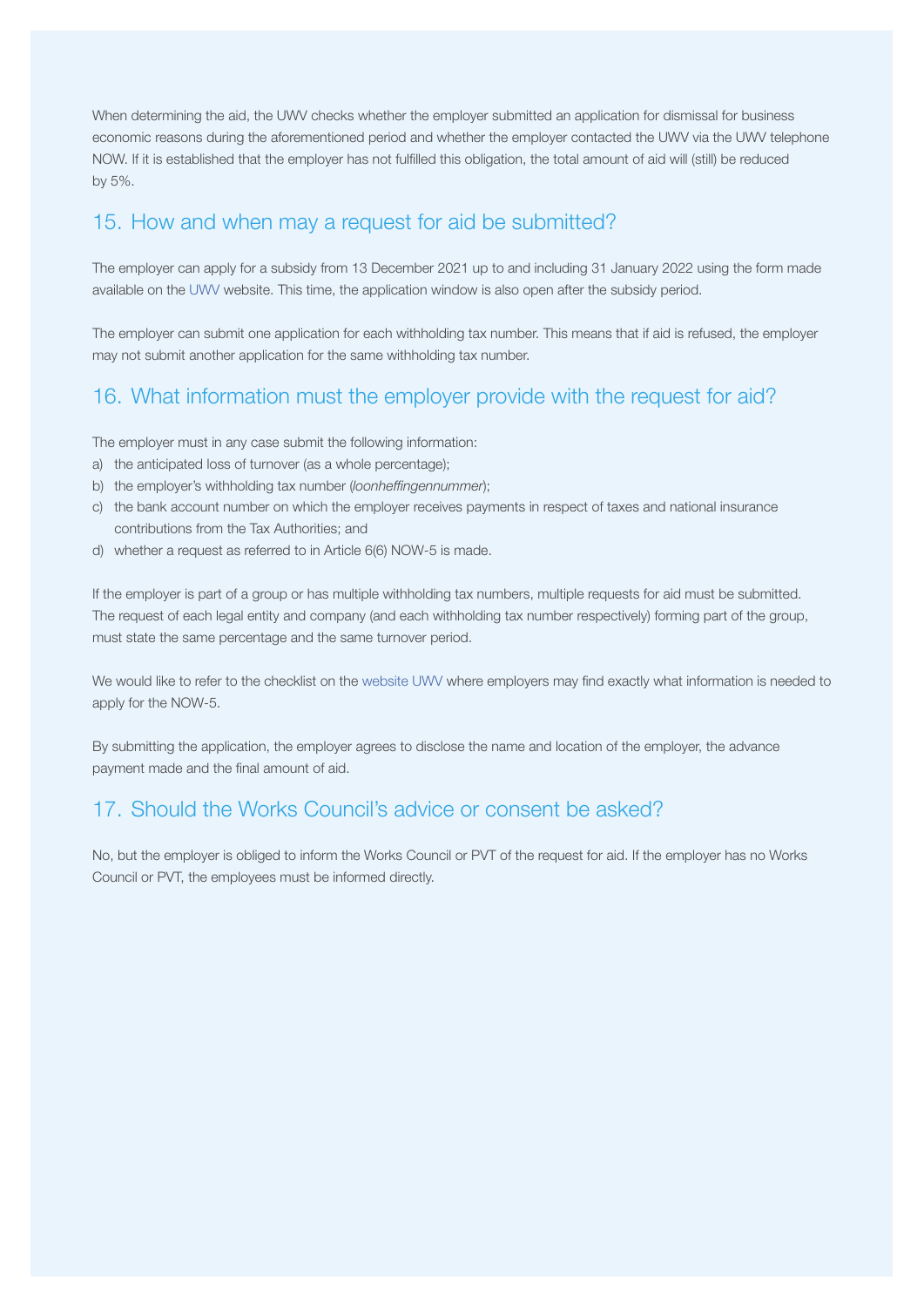When determining the aid, the UWV checks whether the employer submitted an application for dismissal for business economic reasons during the aforementioned period and whether the employer contacted the UWV via the UWV telephone NOW. If it is established that the employer has not fulfilled this obligation, the total amount of aid will (still) be reduced by 5%.

## 15. How and when may a request for aid be submitted?

The employer can apply for a subsidy from 13 December 2021 up to and including 31 January 2022 using the form made available on the UWV website. This time, the application window is also open after the subsidy period.

The employer can submit one application for each withholding tax number. This means that if aid is refused, the employer may not submit another application for the same withholding tax number.

## 16. What information must the employer provide with the request for aid?

The employer must in any case submit the following information:

a) the anticipated loss of turnover (as a whole percentage);
b) the employer's withholding tax number (*loonheffingennummer*);
c) the bank account number on which the employer receives payments in respect of taxes and national insurance contributions from the Tax Authorities; and
d) whether a request as referred to in Article 6(6) NOW-5 is made.

If the employer is part of a group or has multiple withholding tax numbers, multiple requests for aid must be submitted. The request of each legal entity and company (and each withholding tax number respectively) forming part of the group, must state the same percentage and the same turnover period.

We would like to refer to the checklist on the website UWV where employers may find exactly what information is needed to apply for the NOW-5.

By submitting the application, the employer agrees to disclose the name and location of the employer, the advance payment made and the final amount of aid.

## 17. Should the Works Council's advice or consent be asked?

No, but the employer is obliged to inform the Works Council or PVT of the request for aid. If the employer has no Works Council or PVT, the employees must be informed directly.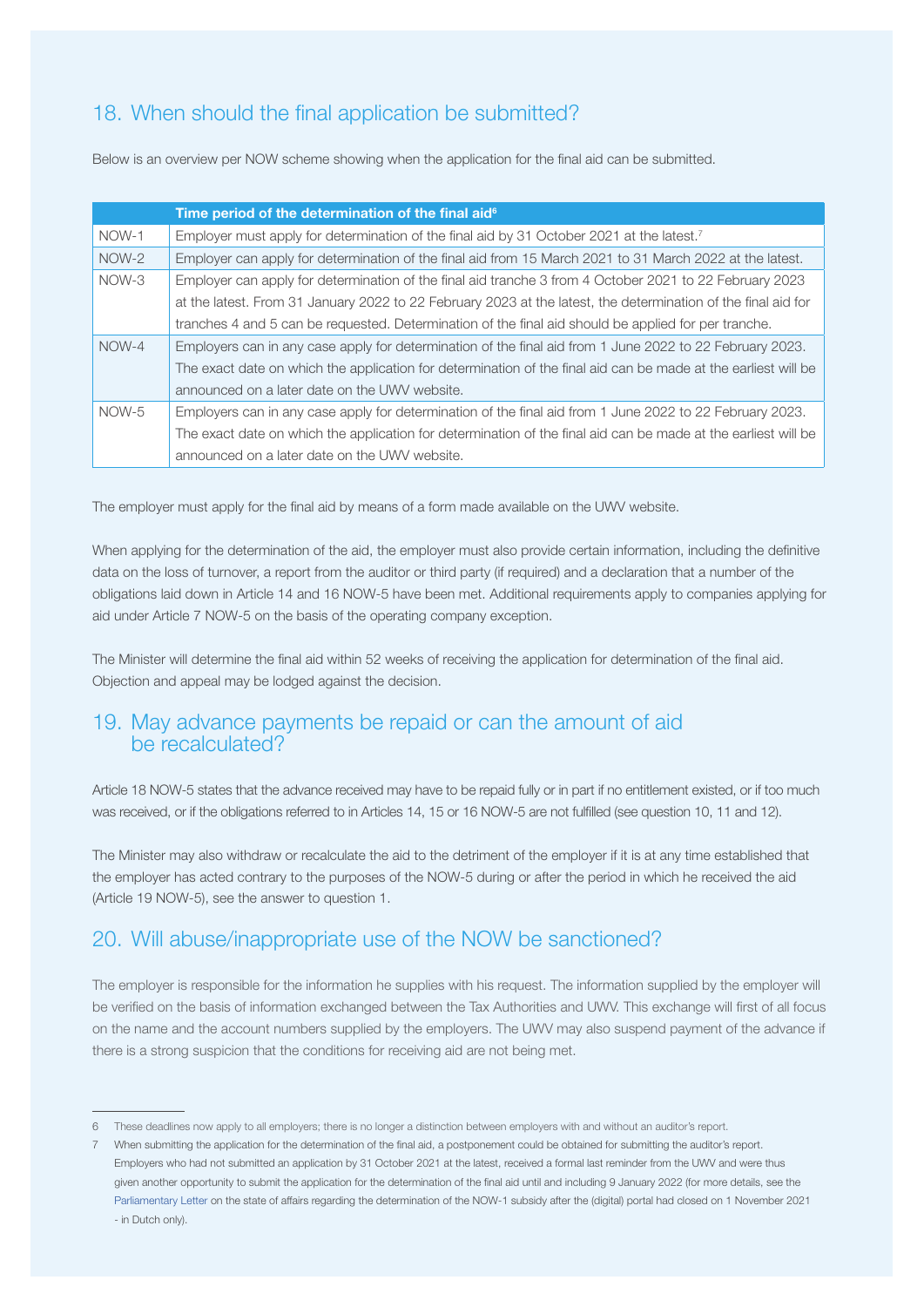## 18. When should the final application be submitted?

Below is an overview per NOW scheme showing when the application for the final aid can be submitted.

| | Time period of the determination of the final aid[6] |
|---|---|
| NOW-1 | Employer must apply for determination of the final aid by 31 October 2021 at the latest.[7] |
| NOW-2 | Employer can apply for determination of the final aid from 15 March 2021 to 31 March 2022 at the latest. |
| NOW-3 | Employer can apply for determination of the final aid tranche 3 from 4 October 2021 to 22 February 2023 at the latest. From 31 January 2022 to 22 February 2023 at the latest, the determination of the final aid for tranches 4 and 5 can be requested. Determination of the final aid should be applied for per tranche. |
| NOW-4 | Employers can in any case apply for determination of the final aid from 1 June 2022 to 22 February 2023. The exact date on which the application for determination of the final aid can be made at the earliest will be announced on a later date on the UWV website. |
| NOW-5 | Employers can in any case apply for determination of the final aid from 1 June 2022 to 22 February 2023. The exact date on which the application for determination of the final aid can be made at the earliest will be announced on a later date on the UWV website. |

The employer must apply for the final aid by means of a form made available on the UWV website.

When applying for the determination of the aid, the employer must also provide certain information, including the definitive data on the loss of turnover, a report from the auditor or third party (if required) and a declaration that a number of the obligations laid down in Article 14 and 16 NOW-5 have been met. Additional requirements apply to companies applying for aid under Article 7 NOW-5 on the basis of the operating company exception.

The Minister will determine the final aid within 52 weeks of receiving the application for determination of the final aid. Objection and appeal may be lodged against the decision.

## 19. May advance payments be repaid or can the amount of aid be recalculated?

Article 18 NOW-5 states that the advance received may have to be repaid fully or in part if no entitlement existed, or if too much was received, or if the obligations referred to in Articles 14, 15 or 16 NOW-5 are not fulfilled (see question 10, 11 and 12).

The Minister may also withdraw or recalculate the aid to the detriment of the employer if it is at any time established that the employer has acted contrary to the purposes of the NOW-5 during or after the period in which he received the aid (Article 19 NOW-5), see the answer to question 1.

## 20. Will abuse/inappropriate use of the NOW be sanctioned?

The employer is responsible for the information he supplies with his request. The information supplied by the employer will be verified on the basis of information exchanged between the Tax Authorities and UWV. This exchange will first of all focus on the name and the account numbers supplied by the employers. The UWV may also suspend payment of the advance if there is a strong suspicion that the conditions for receiving aid are not being met.

---

6 These deadlines now apply to all employers; there is no longer a distinction between employers with and without an auditor's report.

7 When submitting the application for the determination of the final aid, a postponement could be obtained for submitting the auditor's report. Employers who had not submitted an application by 31 October 2021 at the latest, received a formal last reminder from the UWV and were thus given another opportunity to submit the application for the determination of the final aid until and including 9 January 2022 (for more details, see the Parliamentary Letter on the state of affairs regarding the determination of the NOW-1 subsidy after the (digital) portal had closed on 1 November 2021 - in Dutch only).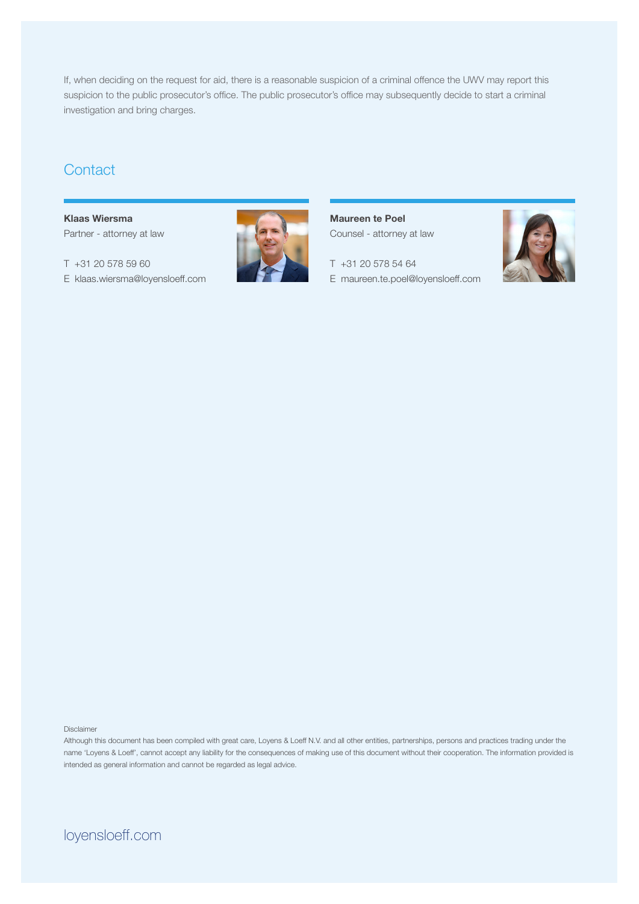If, when deciding on the request for aid, there is a reasonable suspicion of a criminal offence the UWV may report this suspicion to the public prosecutor's office. The public prosecutor's office may subsequently decide to start a criminal investigation and bring charges.

## Contact

**Klaas Wiersma**
Partner - attorney at law

T +31 20 578 59 60
E klaas.wiersma@loyensloeff.com

**Maureen te Poel**
Counsel - attorney at law

T +31 20 578 54 64
E maureen.te.poel@loyensloeff.com

Disclaimer

Although this document has been compiled with great care, Loyens & Loeff N.V. and all other entities, partnerships, persons and practices trading under the name 'Loyens & Loeff', cannot accept any liability for the consequences of making use of this document without their cooperation. The information provided is intended as general information and cannot be regarded as legal advice.

loyensloeff.com